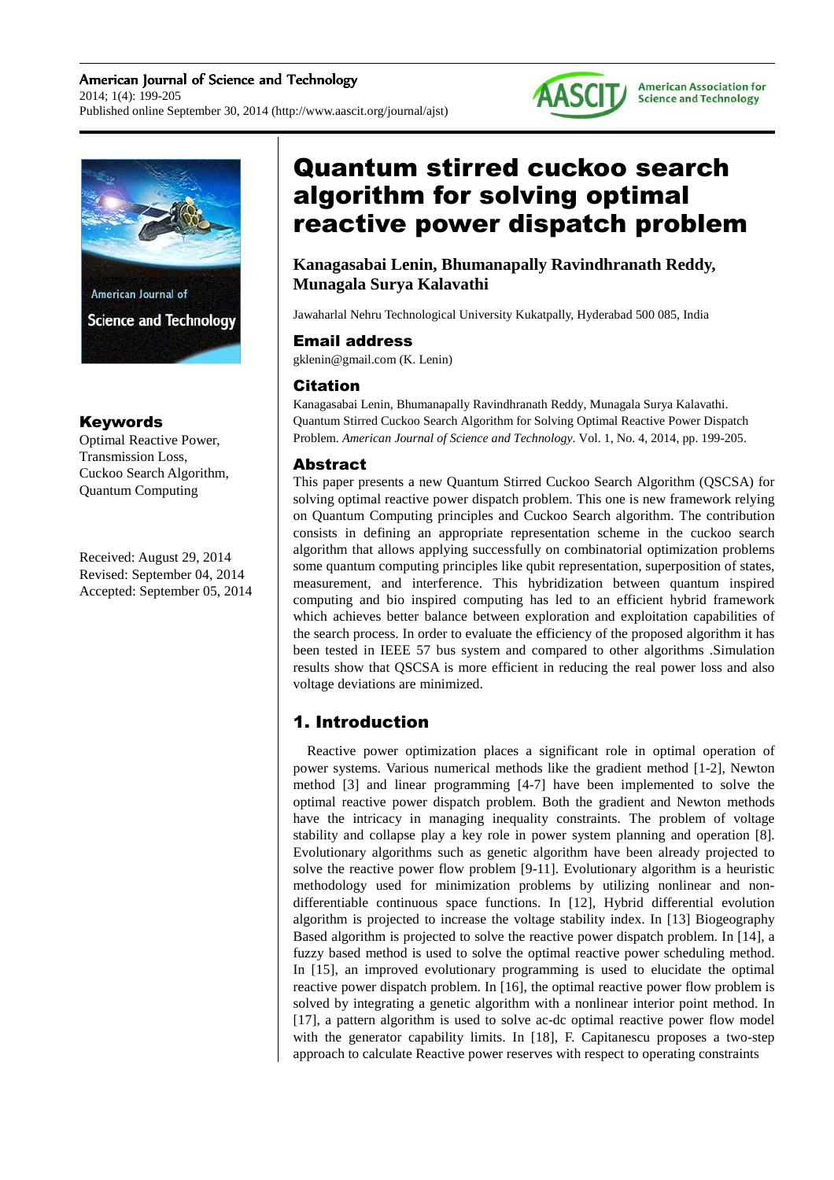# Quantum stirred cuckoo search algorithm for solving optimal reactive power dispatch problem

**Kanagasabai Lenin, Bhumanapally Ravindhranath Reddy, Munagala Surya Kalavathi**

Jawaharlal Nehru Technological University Kukatpally, Hyderabad 500 085, India

### Email address

gklenin@gmail.com (K. Lenin)

### Citation

Kanagasabai Lenin, Bhumanapally Ravindhranath Reddy, Munagala Surya Kalavathi. Quantum Stirred Cuckoo Search Algorithm for Solving Optimal Reactive Power Dispatch Problem. *American Journal of Science and Technology*. Vol. 1, No. 4, 2014, pp. 199-205.

### Keywords

Optimal Reactive Power, Transmission Loss, Cuckoo Search Algorithm, Quantum Computing

Received: August 29, 2014
Revised: September 04, 2014
Accepted: September 05, 2014

### Abstract

This paper presents a new Quantum Stirred Cuckoo Search Algorithm (QSCSA) for solving optimal reactive power dispatch problem. This one is new framework relying on Quantum Computing principles and Cuckoo Search algorithm. The contribution consists in defining an appropriate representation scheme in the cuckoo search algorithm that allows applying successfully on combinatorial optimization problems some quantum computing principles like qubit representation, superposition of states, measurement, and interference. This hybridization between quantum inspired computing and bio inspired computing has led to an efficient hybrid framework which achieves better balance between exploration and exploitation capabilities of the search process. In order to evaluate the efficiency of the proposed algorithm it has been tested in IEEE 57 bus system and compared to other algorithms .Simulation results show that QSCSA is more efficient in reducing the real power loss and also voltage deviations are minimized.

## 1. Introduction

Reactive power optimization places a significant role in optimal operation of power systems. Various numerical methods like the gradient method [1-2], Newton method [3] and linear programming [4-7] have been implemented to solve the optimal reactive power dispatch problem. Both the gradient and Newton methods have the intricacy in managing inequality constraints. The problem of voltage stability and collapse play a key role in power system planning and operation [8]. Evolutionary algorithms such as genetic algorithm have been already projected to solve the reactive power flow problem [9-11]. Evolutionary algorithm is a heuristic methodology used for minimization problems by utilizing nonlinear and non-differentiable continuous space functions. In [12], Hybrid differential evolution algorithm is projected to increase the voltage stability index. In [13] Biogeography Based algorithm is projected to solve the reactive power dispatch problem. In [14], a fuzzy based method is used to solve the optimal reactive power scheduling method. In [15], an improved evolutionary programming is used to elucidate the optimal reactive power dispatch problem. In [16], the optimal reactive power flow problem is solved by integrating a genetic algorithm with a nonlinear interior point method. In [17], a pattern algorithm is used to solve ac-dc optimal reactive power flow model with the generator capability limits. In [18], F. Capitanescu proposes a two-step approach to calculate Reactive power reserves with respect to operating constraints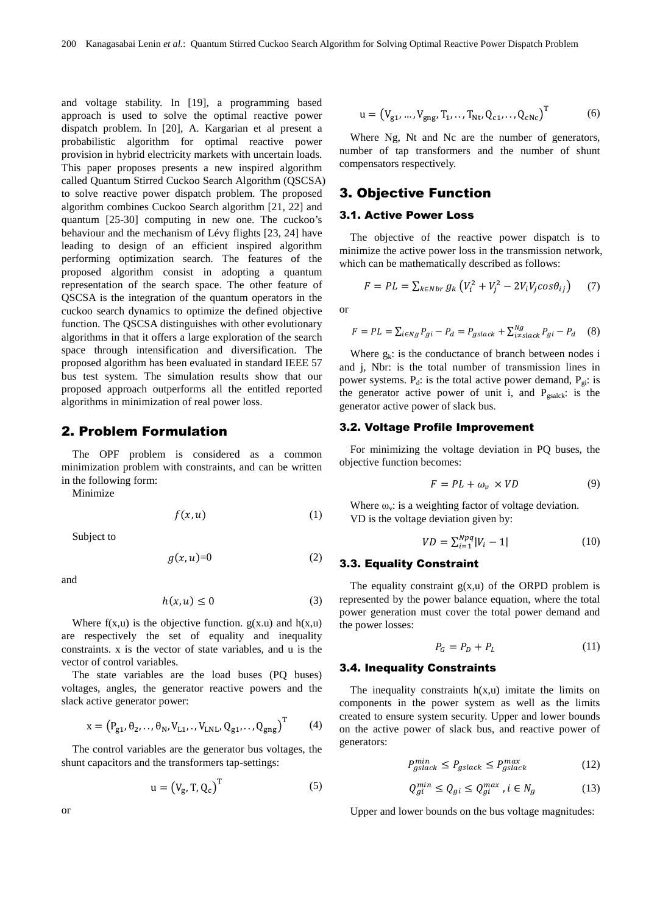and voltage stability. In [19], a programming based approach is used to solve the optimal reactive power dispatch problem. In [20], A. Kargarian et al present a probabilistic algorithm for optimal reactive power provision in hybrid electricity markets with uncertain loads. This paper proposes presents a new inspired algorithm called Quantum Stirred Cuckoo Search Algorithm (QSCSA) to solve reactive power dispatch problem. The proposed algorithm combines Cuckoo Search algorithm [21, 22] and quantum [25-30] computing in new one. The cuckoo's behaviour and the mechanism of Lévy flights [23, 24] have leading to design of an efficient inspired algorithm performing optimization search. The features of the proposed algorithm consist in adopting a quantum representation of the search space. The other feature of QSCSA is the integration of the quantum operators in the cuckoo search dynamics to optimize the defined objective function. The QSCSA distinguishes with other evolutionary algorithms in that it offers a large exploration of the search space through intensification and diversification. The proposed algorithm has been evaluated in standard IEEE 57 bus test system. The simulation results show that our proposed approach outperforms all the entitled reported algorithms in minimization of real power loss.

## 2. Problem Formulation

The OPF problem is considered as a common minimization problem with constraints, and can be written in the following form:

Minimize

$$f(x,u) \tag{1}$$

Subject to

$$g(x,u)=0 \tag{2}$$

and

$$h(x,u) \leq 0 \tag{3}$$

Where f(x,u) is the objective function. g(x.u) and h(x,u) are respectively the set of equality and inequality constraints. x is the vector of state variables, and u is the vector of control variables.

The state variables are the load buses (PQ buses) voltages, angles, the generator reactive powers and the slack active generator power:

$$x = \left(P_{g1}, \theta_2, .., \theta_N, V_{L1}, ., V_{LNL}, Q_{g1}, .., Q_{gng}\right)^T \tag{4}$$

The control variables are the generator bus voltages, the shunt capacitors and the transformers tap-settings:

$$u = \left(V_g, T, Q_c\right)^T \tag{5}$$

or

$$u = \left(V_{g1}, \ldots, V_{gng}, T_1, .., T_{Nt}, Q_{c1}, .., Q_{cNc}\right)^T \tag{6}$$

Where Ng, Nt and Nc are the number of generators, number of tap transformers and the number of shunt compensators respectively.

## 3. Objective Function

### 3.1. Active Power Loss

The objective of the reactive power dispatch is to minimize the active power loss in the transmission network, which can be mathematically described as follows:

$$F = PL = \sum_{k \in Nbr} g_k \left(V_i^2 + V_j^2 - 2V_iV_j cos\theta_{ij}\right) \tag{7}$$

or

$$F = PL = \sum_{i \in Ng} P_{gi} - P_d = P_{gslack} + \sum_{i \neq slack}^{Ng} P_{gi} - P_d \tag{8}$$

Where $g_k$: is the conductance of branch between nodes i and j, Nbr: is the total number of transmission lines in power systems. $P_d$: is the total active power demand, $P_{gi}$: is the generator active power of unit i, and $P_{gsalck}$: is the generator active power of slack bus.

### 3.2. Voltage Profile Improvement

For minimizing the voltage deviation in PQ buses, the objective function becomes:

$$F = PL + \omega_v \times VD \tag{9}$$

Where $\omega_v$: is a weighting factor of voltage deviation.

VD is the voltage deviation given by:

$$VD = \sum_{i=1}^{Npq} |V_i - 1| \tag{10}$$

### 3.3. Equality Constraint

The equality constraint g(x,u) of the ORPD problem is represented by the power balance equation, where the total power generation must cover the total power demand and the power losses:

$$P_G = P_D + P_L \tag{11}$$

### 3.4. Inequality Constraints

The inequality constraints h(x,u) imitate the limits on components in the power system as well as the limits created to ensure system security. Upper and lower bounds on the active power of slack bus, and reactive power of generators:

$$P_{gslack}^{min} \leq P_{gslack} \leq P_{gslack}^{max} \tag{12}$$

$$Q_{gi}^{min} \leq Q_{gi} \leq Q_{gi}^{max}, i \in N_g \tag{13}$$

Upper and lower bounds on the bus voltage magnitudes: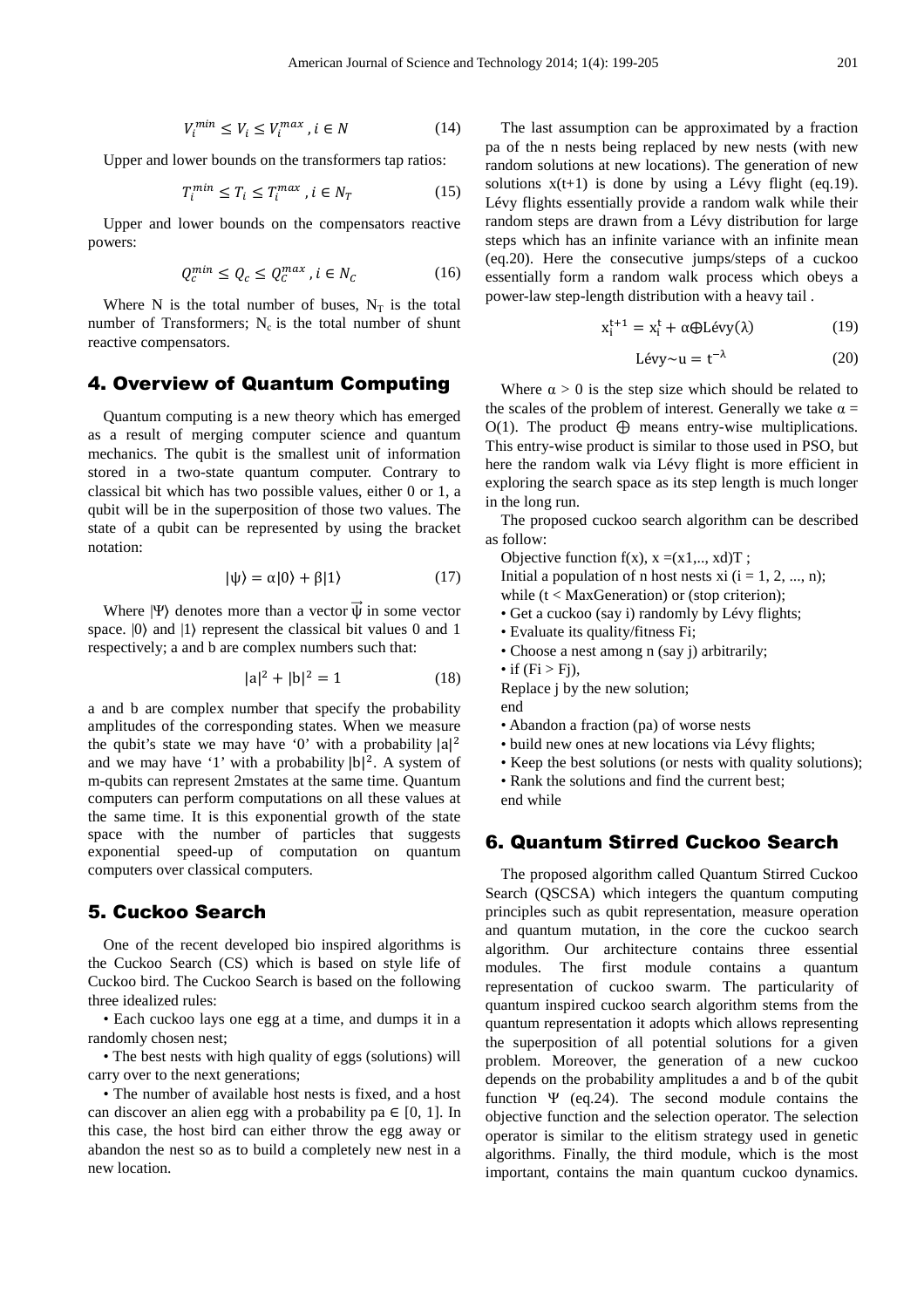$$V_i^{min} \leq V_i \leq V_i^{max}, i \in N \tag{14}$$

Upper and lower bounds on the transformers tap ratios:

$$T_i^{min} \leq T_i \leq T_i^{max}, i \in N_T \tag{15}$$

Upper and lower bounds on the compensators reactive powers:

$$Q_c^{min} \leq Q_c \leq Q_c^{max}, i \in N_C \tag{16}$$

Where N is the total number of buses, $N_T$ is the total number of Transformers; $N_c$ is the total number of shunt reactive compensators.

## 4. Overview of Quantum Computing

Quantum computing is a new theory which has emerged as a result of merging computer science and quantum mechanics. The qubit is the smallest unit of information stored in a two-state quantum computer. Contrary to classical bit which has two possible values, either 0 or 1, a qubit will be in the superposition of those two values. The state of a qubit can be represented by using the bracket notation:

$$|\psi\rangle = \alpha|0\rangle + \beta|1\rangle \tag{17}$$

Where $|\Psi\rangle$ denotes more than a vector $\vec{\psi}$ in some vector space. $|0\rangle$ and $|1\rangle$ represent the classical bit values 0 and 1 respectively; a and b are complex numbers such that:

$$|a|^2 + |b|^2 = 1 \tag{18}$$

a and b are complex number that specify the probability amplitudes of the corresponding states. When we measure the qubit's state we may have '0' with a probability $|a|^2$ and we may have '1' with a probability $|b|^2$. A system of m-qubits can represent 2mstates at the same time. Quantum computers can perform computations on all these values at the same time. It is this exponential growth of the state space with the number of particles that suggests exponential speed-up of computation on quantum computers over classical computers.

## 5. Cuckoo Search

One of the recent developed bio inspired algorithms is the Cuckoo Search (CS) which is based on style life of Cuckoo bird. The Cuckoo Search is based on the following three idealized rules:

- Each cuckoo lays one egg at a time, and dumps it in a randomly chosen nest;
- The best nests with high quality of eggs (solutions) will carry over to the next generations;
- The number of available host nests is fixed, and a host can discover an alien egg with a probability pa ∈ [0, 1]. In this case, the host bird can either throw the egg away or abandon the nest so as to build a completely new nest in a new location.

The last assumption can be approximated by a fraction pa of the n nests being replaced by new nests (with new random solutions at new locations). The generation of new solutions x(t+1) is done by using a Lévy flight (eq.19). Lévy flights essentially provide a random walk while their random steps are drawn from a Lévy distribution for large steps which has an infinite variance with an infinite mean (eq.20). Here the consecutive jumps/steps of a cuckoo essentially form a random walk process which obeys a power-law step-length distribution with a heavy tail .

$$x_i^{t+1} = x_i^t + \alpha \oplus \text{Lévy}(\lambda) \tag{19}$$

$$\text{Lévy} \sim u = t^{-\lambda} \tag{20}$$

Where α > 0 is the step size which should be related to the scales of the problem of interest. Generally we take α = O(1). The product ⊕ means entry-wise multiplications. This entry-wise product is similar to those used in PSO, but here the random walk via Lévy flight is more efficient in exploring the search space as its step length is much longer in the long run.

The proposed cuckoo search algorithm can be described as follow:

Objective function f(x), x =(x1,.., xd)T ;
Initial a population of n host nests xi (i = 1, 2, ..., n);
while (t < MaxGeneration) or (stop criterion);
• Get a cuckoo (say i) randomly by Lévy flights;
• Evaluate its quality/fitness Fi;
• Choose a nest among n (say j) arbitrarily;
• if (Fi > Fj),
Replace j by the new solution;
end
• Abandon a fraction (pa) of worse nests
• build new ones at new locations via Lévy flights;
• Keep the best solutions (or nests with quality solutions);
• Rank the solutions and find the current best;
end while

## 6. Quantum Stirred Cuckoo Search

The proposed algorithm called Quantum Stirred Cuckoo Search (QSCSA) which integers the quantum computing principles such as qubit representation, measure operation and quantum mutation, in the core the cuckoo search algorithm. Our architecture contains three essential modules. The first module contains a quantum representation of cuckoo swarm. The particularity of quantum inspired cuckoo search algorithm stems from the quantum representation it adopts which allows representing the superposition of all potential solutions for a given problem. Moreover, the generation of a new cuckoo depends on the probability amplitudes a and b of the qubit function Ψ (eq.24). The second module contains the objective function and the selection operator. The selection operator is similar to the elitism strategy used in genetic algorithms. Finally, the third module, which is the most important, contains the main quantum cuckoo dynamics.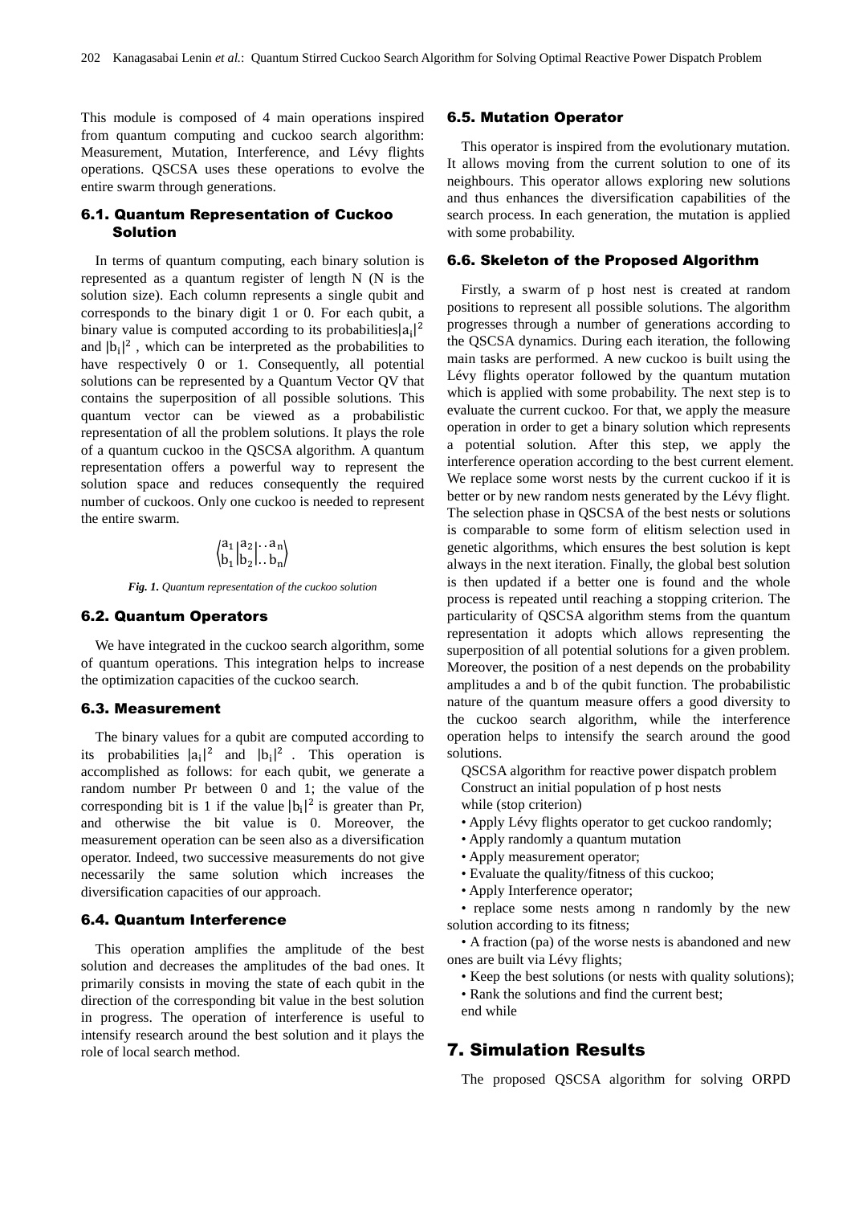This module is composed of 4 main operations inspired from quantum computing and cuckoo search algorithm: Measurement, Mutation, Interference, and Lévy flights operations. QSCSA uses these operations to evolve the entire swarm through generations.

### 6.1. Quantum Representation of Cuckoo Solution

In terms of quantum computing, each binary solution is represented as a quantum register of length N (N is the solution size). Each column represents a single qubit and corresponds to the binary digit 1 or 0. For each qubit, a binary value is computed according to its probabilities $|a_i|^2$ and $|b_i|^2$ , which can be interpreted as the probabilities to have respectively 0 or 1. Consequently, all potential solutions can be represented by a Quantum Vector QV that contains the superposition of all possible solutions. This quantum vector can be viewed as a probabilistic representation of all the problem solutions. It plays the role of a quantum cuckoo in the QSCSA algorithm. A quantum representation offers a powerful way to represent the solution space and reduces consequently the required number of cuckoos. Only one cuckoo is needed to represent the entire swarm.

$$\left\langle \begin{matrix} a_1 \\ b_1 \end{matrix} \middle| \begin{matrix} a_2 \\ b_2 \end{matrix} \middle| \begin{matrix} ..a_n \\ ..b_n \end{matrix} \right\rangle$$

*Fig. 1. Quantum representation of the cuckoo solution*

### 6.2. Quantum Operators

We have integrated in the cuckoo search algorithm, some of quantum operations. This integration helps to increase the optimization capacities of the cuckoo search.

### 6.3. Measurement

The binary values for a qubit are computed according to its probabilities $|a_i|^2$ and $|b_i|^2$ . This operation is accomplished as follows: for each qubit, we generate a random number Pr between 0 and 1; the value of the corresponding bit is 1 if the value $|b_i|^2$ is greater than Pr, and otherwise the bit value is 0. Moreover, the measurement operation can be seen also as a diversification operator. Indeed, two successive measurements do not give necessarily the same solution which increases the diversification capacities of our approach.

### 6.4. Quantum Interference

This operation amplifies the amplitude of the best solution and decreases the amplitudes of the bad ones. It primarily consists in moving the state of each qubit in the direction of the corresponding bit value in the best solution in progress. The operation of interference is useful to intensify research around the best solution and it plays the role of local search method.

### 6.5. Mutation Operator

This operator is inspired from the evolutionary mutation. It allows moving from the current solution to one of its neighbours. This operator allows exploring new solutions and thus enhances the diversification capabilities of the search process. In each generation, the mutation is applied with some probability.

### 6.6. Skeleton of the Proposed Algorithm

Firstly, a swarm of p host nest is created at random positions to represent all possible solutions. The algorithm progresses through a number of generations according to the QSCSA dynamics. During each iteration, the following main tasks are performed. A new cuckoo is built using the Lévy flights operator followed by the quantum mutation which is applied with some probability. The next step is to evaluate the current cuckoo. For that, we apply the measure operation in order to get a binary solution which represents a potential solution. After this step, we apply the interference operation according to the best current element. We replace some worst nests by the current cuckoo if it is better or by new random nests generated by the Lévy flight. The selection phase in QSCSA of the best nests or solutions is comparable to some form of elitism selection used in genetic algorithms, which ensures the best solution is kept always in the next iteration. Finally, the global best solution is then updated if a better one is found and the whole process is repeated until reaching a stopping criterion. The particularity of QSCSA algorithm stems from the quantum representation it adopts which allows representing the superposition of all potential solutions for a given problem. Moreover, the position of a nest depends on the probability amplitudes a and b of the qubit function. The probabilistic nature of the quantum measure offers a good diversity to the cuckoo search algorithm, while the interference operation helps to intensify the search around the good solutions.

QSCSA algorithm for reactive power dispatch problem
Construct an initial population of p host nests
while (stop criterion)

- Apply Lévy flights operator to get cuckoo randomly;
- Apply randomly a quantum mutation
- Apply measurement operator;
- Evaluate the quality/fitness of this cuckoo;
- Apply Interference operator;
- replace some nests among n randomly by the new solution according to its fitness;
- A fraction (pa) of the worse nests is abandoned and new ones are built via Lévy flights;
- Keep the best solutions (or nests with quality solutions);
- Rank the solutions and find the current best;

end while

## 7. Simulation Results

The proposed QSCSA algorithm for solving ORPD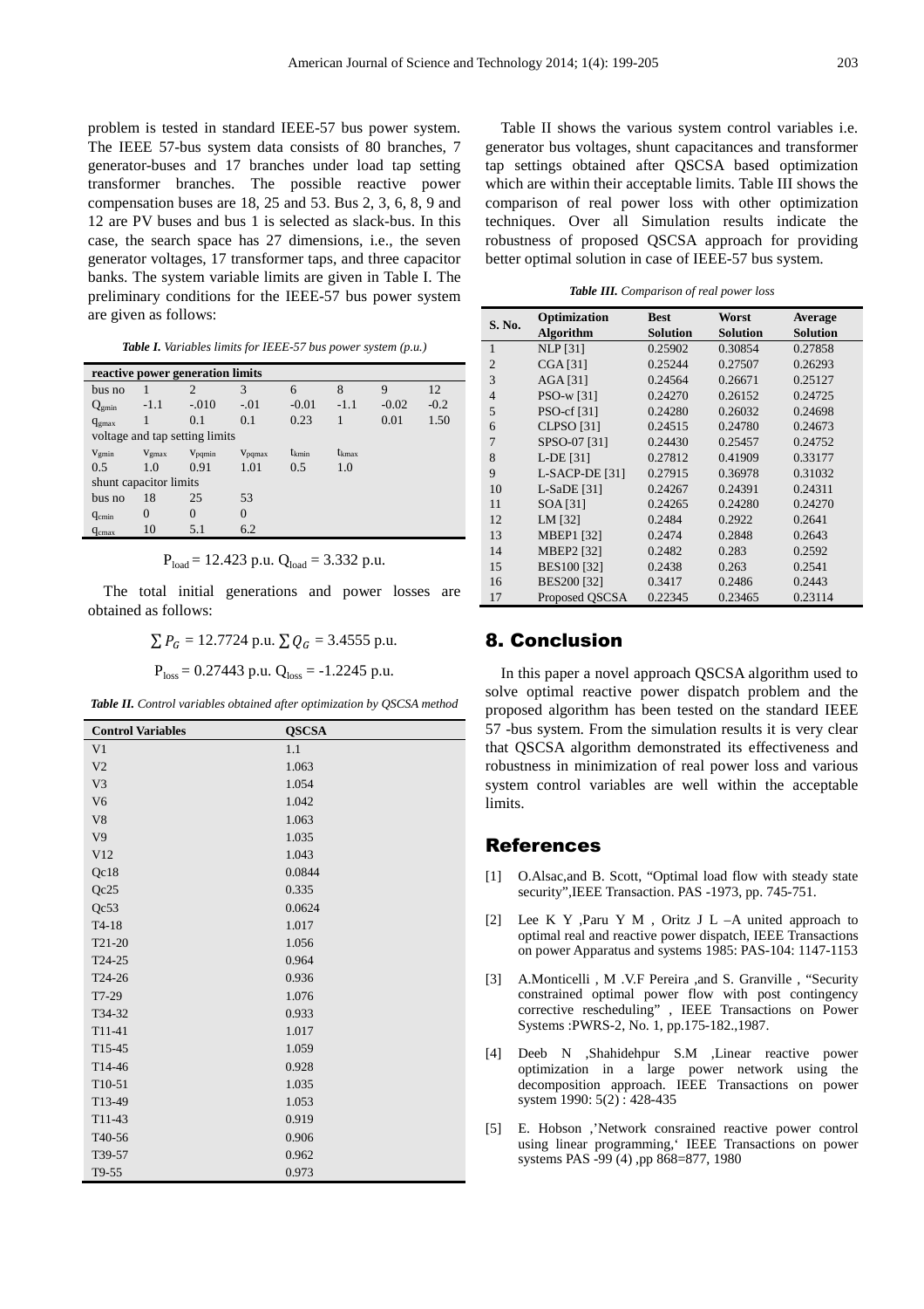problem is tested in standard IEEE-57 bus power system. The IEEE 57-bus system data consists of 80 branches, 7 generator-buses and 17 branches under load tap setting transformer branches. The possible reactive power compensation buses are 18, 25 and 53. Bus 2, 3, 6, 8, 9 and 12 are PV buses and bus 1 is selected as slack-bus. In this case, the search space has 27 dimensions, i.e., the seven generator voltages, 17 transformer taps, and three capacitor banks. The system variable limits are given in Table I. The preliminary conditions for the IEEE-57 bus power system are given as follows:

***Table I.*** *Variables limits for IEEE-57 bus power system (p.u.)*

| reactive power generation limits | | | | | | | |
|---|---|---|---|---|---|---|---|
| bus no | 1 | 2 | 3 | 6 | 8 | 9 | 12 |
| $Q_{gmin}$ | -1.1 | -.010 | -.01 | -0.01 | -1.1 | -0.02 | -0.2 |
| $q_{gmax}$ | 1 | 0.1 | 0.1 | 0.23 | 1 | 0.01 | 1.50 |
| voltage and tap setting limits | | | | | | | |
| $v_{gmin}$ | $v_{gmax}$ | $v_{pqmin}$ | $v_{pqmax}$ | $t_{kmin}$ | $t_{kmax}$ | | |
| 0.5 | 1.0 | 0.91 | 1.01 | 0.5 | 1.0 | | |
| shunt capacitor limits | | | | | | | |
| bus no | 18 | 25 | 53 | | | | |
| $q_{cmin}$ | 0 | 0 | 0 | | | | |
| $q_{cmax}$ | 10 | 5.1 | 6.2 | | | | |

$$P_{load} = 12.423 \text{ p.u. } Q_{load} = 3.332 \text{ p.u.}$$

The total initial generations and power losses are obtained as follows:

$$\sum P_G = 12.7724 \text{ p.u. } \sum Q_G = 3.4555 \text{ p.u.}$$

$$P_{loss} = 0.27443 \text{ p.u. } Q_{loss} = -1.2245 \text{ p.u.}$$

***Table II.*** *Control variables obtained after optimization by QSCSA method*

| Control Variables | QSCSA |
|---|---|
| V1 | 1.1 |
| V2 | 1.063 |
| V3 | 1.054 |
| V6 | 1.042 |
| V8 | 1.063 |
| V9 | 1.035 |
| V12 | 1.043 |
| Qc18 | 0.0844 |
| Qc25 | 0.335 |
| Qc53 | 0.0624 |
| T4-18 | 1.017 |
| T21-20 | 1.056 |
| T24-25 | 0.964 |
| T24-26 | 0.936 |
| T7-29 | 1.076 |
| T34-32 | 0.933 |
| T11-41 | 1.017 |
| T15-45 | 1.059 |
| T14-46 | 0.928 |
| T10-51 | 1.035 |
| T13-49 | 1.053 |
| T11-43 | 0.919 |
| T40-56 | 0.906 |
| T39-57 | 0.962 |
| T9-55 | 0.973 |

Table II shows the various system control variables i.e. generator bus voltages, shunt capacitances and transformer tap settings obtained after QSCSA based optimization which are within their acceptable limits. Table III shows the comparison of real power loss with other optimization techniques. Over all Simulation results indicate the robustness of proposed QSCSA approach for providing better optimal solution in case of IEEE-57 bus system.

***Table III.*** *Comparison of real power loss*

| S. No. | Optimization Algorithm | Best Solution | Worst Solution | Average Solution |
|---|---|---|---|---|
| 1 | NLP [31] | 0.25902 | 0.30854 | 0.27858 |
| 2 | CGA [31] | 0.25244 | 0.27507 | 0.26293 |
| 3 | AGA [31] | 0.24564 | 0.26671 | 0.25127 |
| 4 | PSO-w [31] | 0.24270 | 0.26152 | 0.24725 |
| 5 | PSO-cf [31] | 0.24280 | 0.26032 | 0.24698 |
| 6 | CLPSO [31] | 0.24515 | 0.24780 | 0.24673 |
| 7 | SPSO-07 [31] | 0.24430 | 0.25457 | 0.24752 |
| 8 | L-DE [31] | 0.27812 | 0.41909 | 0.33177 |
| 9 | L-SACP-DE [31] | 0.27915 | 0.36978 | 0.31032 |
| 10 | L-SaDE [31] | 0.24267 | 0.24391 | 0.24311 |
| 11 | SOA [31] | 0.24265 | 0.24280 | 0.24270 |
| 12 | LM [32] | 0.2484 | 0.2922 | 0.2641 |
| 13 | MBEP1 [32] | 0.2474 | 0.2848 | 0.2643 |
| 14 | MBEP2 [32] | 0.2482 | 0.283 | 0.2592 |
| 15 | BES100 [32] | 0.2438 | 0.263 | 0.2541 |
| 16 | BES200 [32] | 0.3417 | 0.2486 | 0.2443 |
| 17 | Proposed QSCSA | 0.22345 | 0.23465 | 0.23114 |

## 8. Conclusion

In this paper a novel approach QSCSA algorithm used to solve optimal reactive power dispatch problem and the proposed algorithm has been tested on the standard IEEE 57 -bus system. From the simulation results it is very clear that QSCSA algorithm demonstrated its effectiveness and robustness in minimization of real power loss and various system control variables are well within the acceptable limits.

## References

[1] O.Alsac,and B. Scott, “Optimal load flow with steady state security”,IEEE Transaction. PAS -1973, pp. 745-751.

[2] Lee K Y ,Paru Y M , Oritz J L –A united approach to optimal real and reactive power dispatch, IEEE Transactions on power Apparatus and systems 1985: PAS-104: 1147-1153

[3] A.Monticelli , M .V.F Pereira ,and S. Granville , “Security constrained optimal power flow with post contingency corrective rescheduling” , IEEE Transactions on Power Systems :PWRS-2, No. 1, pp.175-182.,1987.

[4] Deeb N ,Shahidehpur S.M ,Linear reactive power optimization in a large power network using the decomposition approach. IEEE Transactions on power system 1990: 5(2) : 428-435

[5] E. Hobson ,’Network consrained reactive power control using linear programming,‘ IEEE Transactions on power systems PAS -99 (4) ,pp 868=877, 1980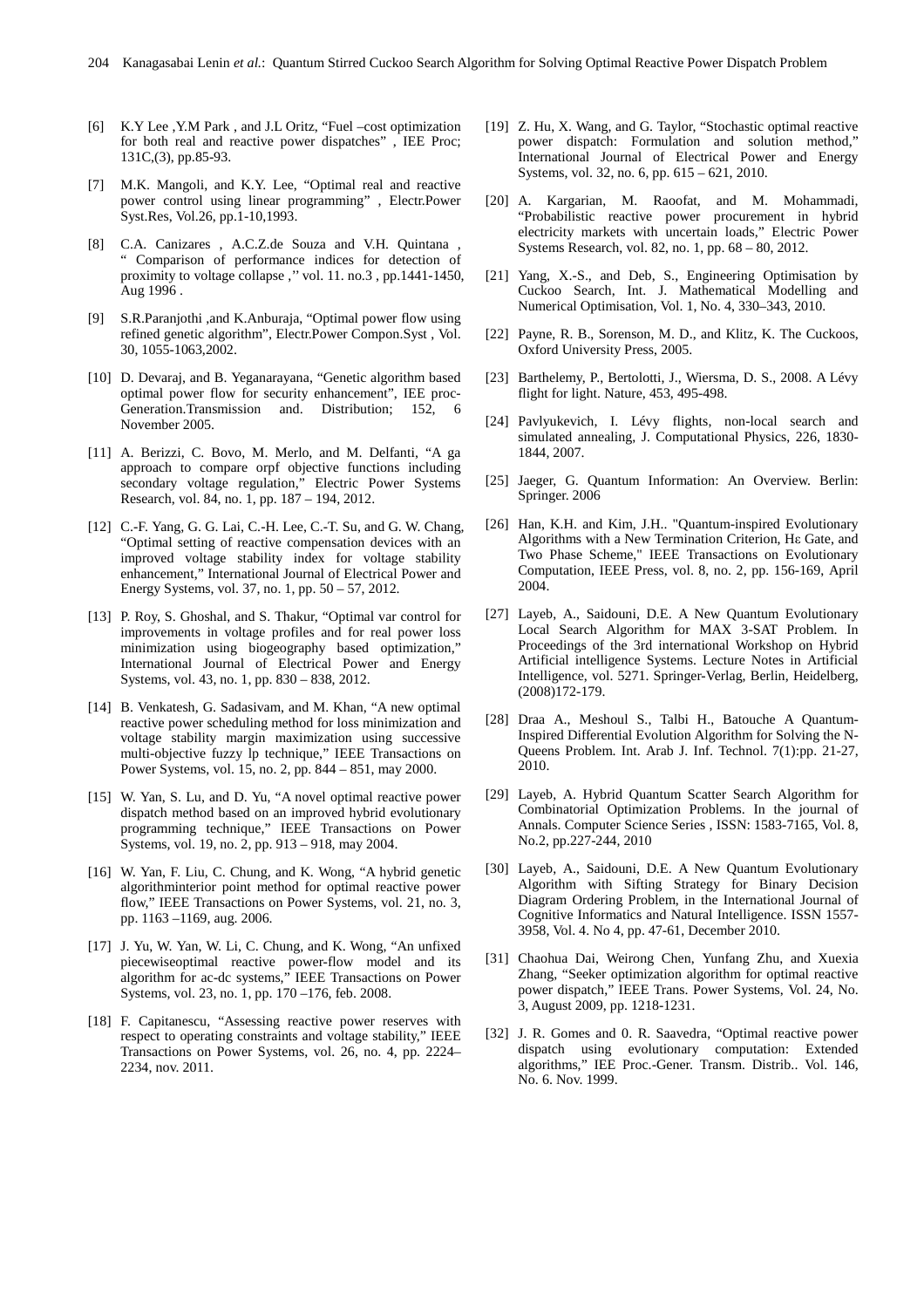[6] K.Y Lee ,Y.M Park , and J.L Oritz, “Fuel –cost optimization for both real and reactive power dispatches” , IEE Proc; 131C,(3), pp.85-93.

[7] M.K. Mangoli, and K.Y. Lee, “Optimal real and reactive power control using linear programming” , Electr.Power Syst.Res, Vol.26, pp.1-10,1993.

[8] C.A. Canizares , A.C.Z.de Souza and V.H. Quintana , “ Comparison of performance indices for detection of proximity to voltage collapse ,’’ vol. 11. no.3 , pp.1441-1450, Aug 1996 .

[9] S.R.Paranjothi ,and K.Anburaja, “Optimal power flow using refined genetic algorithm”, Electr.Power Compon.Syst , Vol. 30, 1055-1063,2002.

[10] D. Devaraj, and B. Yeganarayana, “Genetic algorithm based optimal power flow for security enhancement”, IEE proc-Generation.Transmission and. Distribution; 152, 6 November 2005.

[11] A. Berizzi, C. Bovo, M. Merlo, and M. Delfanti, “A ga approach to compare orpf objective functions including secondary voltage regulation,” Electric Power Systems Research, vol. 84, no. 1, pp. 187 – 194, 2012.

[12] C.-F. Yang, G. G. Lai, C.-H. Lee, C.-T. Su, and G. W. Chang, “Optimal setting of reactive compensation devices with an improved voltage stability index for voltage stability enhancement,” International Journal of Electrical Power and Energy Systems, vol. 37, no. 1, pp. 50 – 57, 2012.

[13] P. Roy, S. Ghoshal, and S. Thakur, “Optimal var control for improvements in voltage profiles and for real power loss minimization using biogeography based optimization,” International Journal of Electrical Power and Energy Systems, vol. 43, no. 1, pp. 830 – 838, 2012.

[14] B. Venkatesh, G. Sadasivam, and M. Khan, “A new optimal reactive power scheduling method for loss minimization and voltage stability margin maximization using successive multi-objective fuzzy lp technique,” IEEE Transactions on Power Systems, vol. 15, no. 2, pp. 844 – 851, may 2000.

[15] W. Yan, S. Lu, and D. Yu, “A novel optimal reactive power dispatch method based on an improved hybrid evolutionary programming technique,” IEEE Transactions on Power Systems, vol. 19, no. 2, pp. 913 – 918, may 2004.

[16] W. Yan, F. Liu, C. Chung, and K. Wong, “A hybrid genetic algorithminterior point method for optimal reactive power flow,” IEEE Transactions on Power Systems, vol. 21, no. 3, pp. 1163 –1169, aug. 2006.

[17] J. Yu, W. Yan, W. Li, C. Chung, and K. Wong, “An unfixed piecewiseoptimal reactive power-flow model and its algorithm for ac-dc systems,” IEEE Transactions on Power Systems, vol. 23, no. 1, pp. 170 –176, feb. 2008.

[18] F. Capitanescu, “Assessing reactive power reserves with respect to operating constraints and voltage stability,” IEEE Transactions on Power Systems, vol. 26, no. 4, pp. 2224–2234, nov. 2011.

[19] Z. Hu, X. Wang, and G. Taylor, “Stochastic optimal reactive power dispatch: Formulation and solution method,” International Journal of Electrical Power and Energy Systems, vol. 32, no. 6, pp. 615 – 621, 2010.

[20] A. Kargarian, M. Raoofat, and M. Mohammadi, “Probabilistic reactive power procurement in hybrid electricity markets with uncertain loads,” Electric Power Systems Research, vol. 82, no. 1, pp. 68 – 80, 2012.

[21] Yang, X.-S., and Deb, S., Engineering Optimisation by Cuckoo Search, Int. J. Mathematical Modelling and Numerical Optimisation, Vol. 1, No. 4, 330–343, 2010.

[22] Payne, R. B., Sorenson, M. D., and Klitz, K. The Cuckoos, Oxford University Press, 2005.

[23] Barthelemy, P., Bertolotti, J., Wiersma, D. S., 2008. A Lévy flight for light. Nature, 453, 495-498.

[24] Pavlyukevich, I. Lévy flights, non-local search and simulated annealing, J. Computational Physics, 226, 1830-1844, 2007.

[25] Jaeger, G. Quantum Information: An Overview. Berlin: Springer. 2006

[26] Han, K.H. and Kim, J.H.. "Quantum-inspired Evolutionary Algorithms with a New Termination Criterion, Hε Gate, and Two Phase Scheme," IEEE Transactions on Evolutionary Computation, IEEE Press, vol. 8, no. 2, pp. 156-169, April 2004.

[27] Layeb, A., Saidouni, D.E. A New Quantum Evolutionary Local Search Algorithm for MAX 3-SAT Problem. In Proceedings of the 3rd international Workshop on Hybrid Artificial intelligence Systems. Lecture Notes in Artificial Intelligence, vol. 5271. Springer-Verlag, Berlin, Heidelberg, (2008)172-179.

[28] Draa A., Meshoul S., Talbi H., Batouche A Quantum-Inspired Differential Evolution Algorithm for Solving the N-Queens Problem. Int. Arab J. Inf. Technol. 7(1):pp. 21-27, 2010.

[29] Layeb, A. Hybrid Quantum Scatter Search Algorithm for Combinatorial Optimization Problems. In the journal of Annals. Computer Science Series , ISSN: 1583-7165, Vol. 8, No.2, pp.227-244, 2010

[30] Layeb, A., Saidouni, D.E. A New Quantum Evolutionary Algorithm with Sifting Strategy for Binary Decision Diagram Ordering Problem, in the International Journal of Cognitive Informatics and Natural Intelligence. ISSN 1557-3958, Vol. 4. No 4, pp. 47-61, December 2010.

[31] Chaohua Dai, Weirong Chen, Yunfang Zhu, and Xuexia Zhang, “Seeker optimization algorithm for optimal reactive power dispatch,” IEEE Trans. Power Systems, Vol. 24, No. 3, August 2009, pp. 1218-1231.

[32] J. R. Gomes and 0. R. Saavedra, “Optimal reactive power dispatch using evolutionary computation: Extended algorithms,” IEE Proc.-Gener. Transm. Distrib.. Vol. 146, No. 6. Nov. 1999.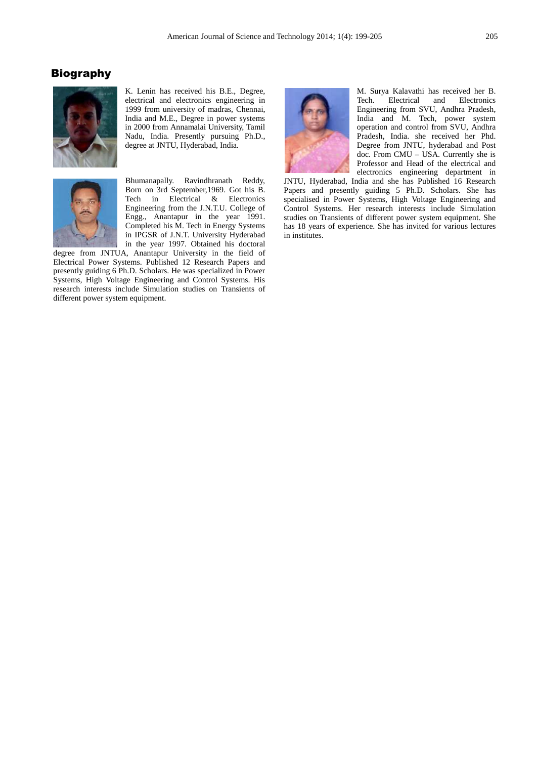## Biography

K. Lenin has received his B.E., Degree, electrical and electronics engineering in 1999 from university of madras, Chennai, India and M.E., Degree in power systems in 2000 from Annamalai University, Tamil Nadu, India. Presently pursuing Ph.D., degree at JNTU, Hyderabad, India.

Bhumanapally. Ravindhranath Reddy, Born on 3rd September,1969. Got his B. Tech in Electrical & Electronics Engineering from the J.N.T.U. College of Engg., Anantapur in the year 1991. Completed his M. Tech in Energy Systems in IPGSR of J.N.T. University Hyderabad in the year 1997. Obtained his doctoral degree from JNTUA, Anantapur University in the field of Electrical Power Systems. Published 12 Research Papers and presently guiding 6 Ph.D. Scholars. He was specialized in Power Systems, High Voltage Engineering and Control Systems. His research interests include Simulation studies on Transients of different power system equipment.

M. Surya Kalavathi has received her B. Tech. Electrical and Electronics Engineering from SVU, Andhra Pradesh, India and M. Tech, power system operation and control from SVU, Andhra Pradesh, India. she received her Phd. Degree from JNTU, hyderabad and Post doc. From CMU – USA. Currently she is Professor and Head of the electrical and electronics engineering department in JNTU, Hyderabad, India and she has Published 16 Research Papers and presently guiding 5 Ph.D. Scholars. She has specialised in Power Systems, High Voltage Engineering and Control Systems. Her research interests include Simulation studies on Transients of different power system equipment. She has 18 years of experience. She has invited for various lectures in institutes.